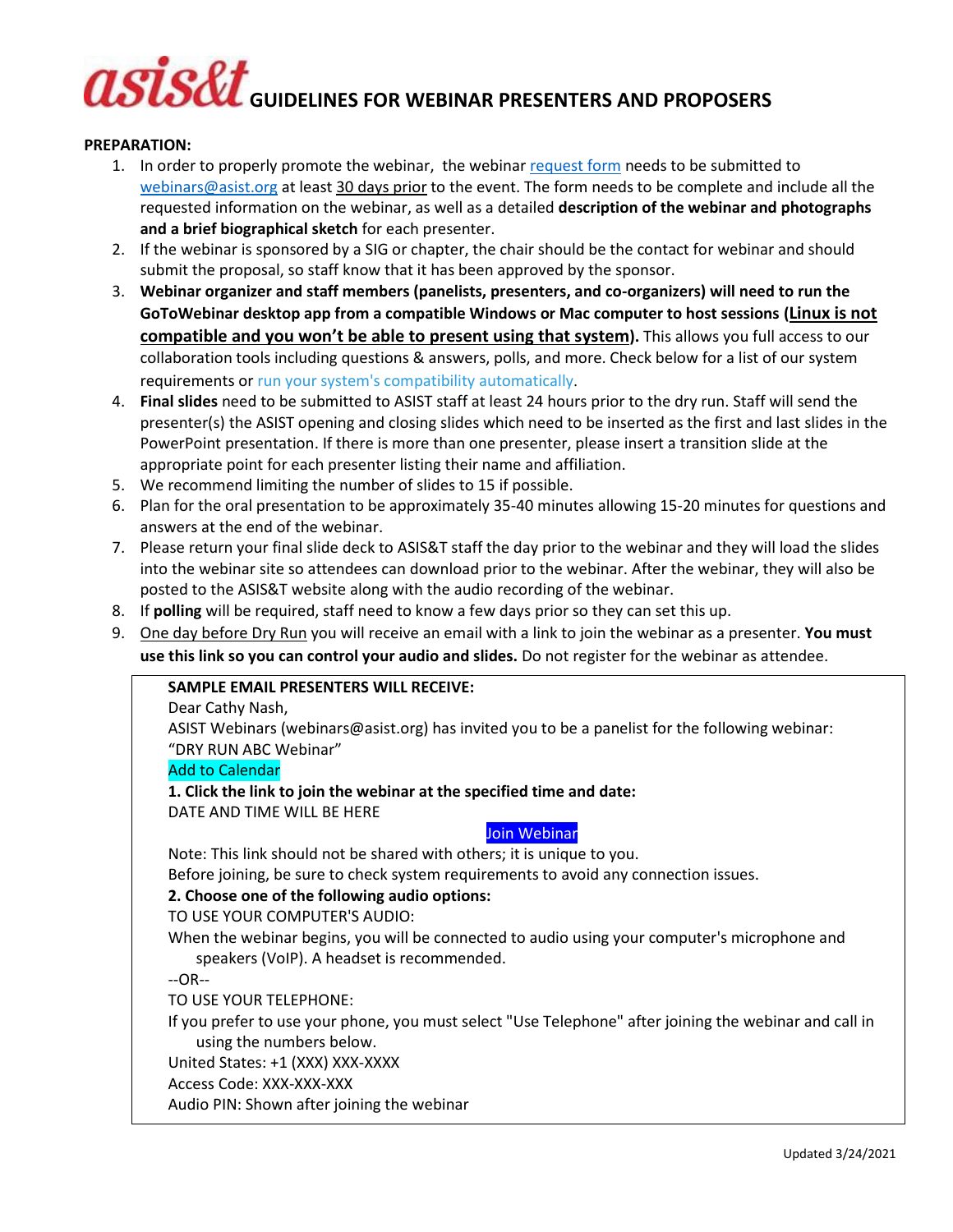# asis&t GUIDELINES FOR WEBINAR PRESENTERS AND PROPOSERS

**PREPARATION:**

1. In order to properly promote the webinar, the webinar request form needs to be submitted to webinars@asist.org at least 30 days prior to the event. The form needs to be complete and include all the requested information on the webinar, as well as a detailed **description of the webinar and photographs and a brief biographical sketch** for each presenter.
2. If the webinar is sponsored by a SIG or chapter, the chair should be the contact for webinar and should submit the proposal, so staff know that it has been approved by the sponsor.
3. **Webinar organizer and staff members (panelists, presenters, and co-organizers) will need to run the GoToWebinar desktop app from a compatible Windows or Mac computer to host sessions (Linux is not compatible and you won't be able to present using that system).** This allows you full access to our collaboration tools including questions & answers, polls, and more. Check below for a list of our system requirements or run your system's compatibility automatically.
4. **Final slides** need to be submitted to ASIST staff at least 24 hours prior to the dry run. Staff will send the presenter(s) the ASIST opening and closing slides which need to be inserted as the first and last slides in the PowerPoint presentation. If there is more than one presenter, please insert a transition slide at the appropriate point for each presenter listing their name and affiliation.
5. We recommend limiting the number of slides to 15 if possible.
6. Plan for the oral presentation to be approximately 35-40 minutes allowing 15-20 minutes for questions and answers at the end of the webinar.
7. Please return your final slide deck to ASIS&T staff the day prior to the webinar and they will load the slides into the webinar site so attendees can download prior to the webinar. After the webinar, they will also be posted to the ASIS&T website along with the audio recording of the webinar.
8. If **polling** will be required, staff need to know a few days prior so they can set this up.
9. One day before Dry Run you will receive an email with a link to join the webinar as a presenter. **You must use this link so you can control your audio and slides.** Do not register for the webinar as attendee.

> **SAMPLE EMAIL PRESENTERS WILL RECEIVE:**
>
> Dear Cathy Nash,
>
> ASIST Webinars (webinars@asist.org) has invited you to be a panelist for the following webinar: "DRY RUN ABC Webinar"
>
> Add to Calendar
>
> **1. Click the link to join the webinar at the specified time and date:**
>
> DATE AND TIME WILL BE HERE
>
> Join Webinar
>
> Note: This link should not be shared with others; it is unique to you.
>
> Before joining, be sure to check system requirements to avoid any connection issues.
>
> **2. Choose one of the following audio options:**
>
> TO USE YOUR COMPUTER'S AUDIO:
>
> When the webinar begins, you will be connected to audio using your computer's microphone and speakers (VoIP). A headset is recommended.
>
> --OR--
>
> TO USE YOUR TELEPHONE:
>
> If you prefer to use your phone, you must select "Use Telephone" after joining the webinar and call in using the numbers below.
>
> United States: +1 (XXX) XXX-XXXX
>
> Access Code: XXX-XXX-XXX
>
> Audio PIN: Shown after joining the webinar

Updated 3/24/2021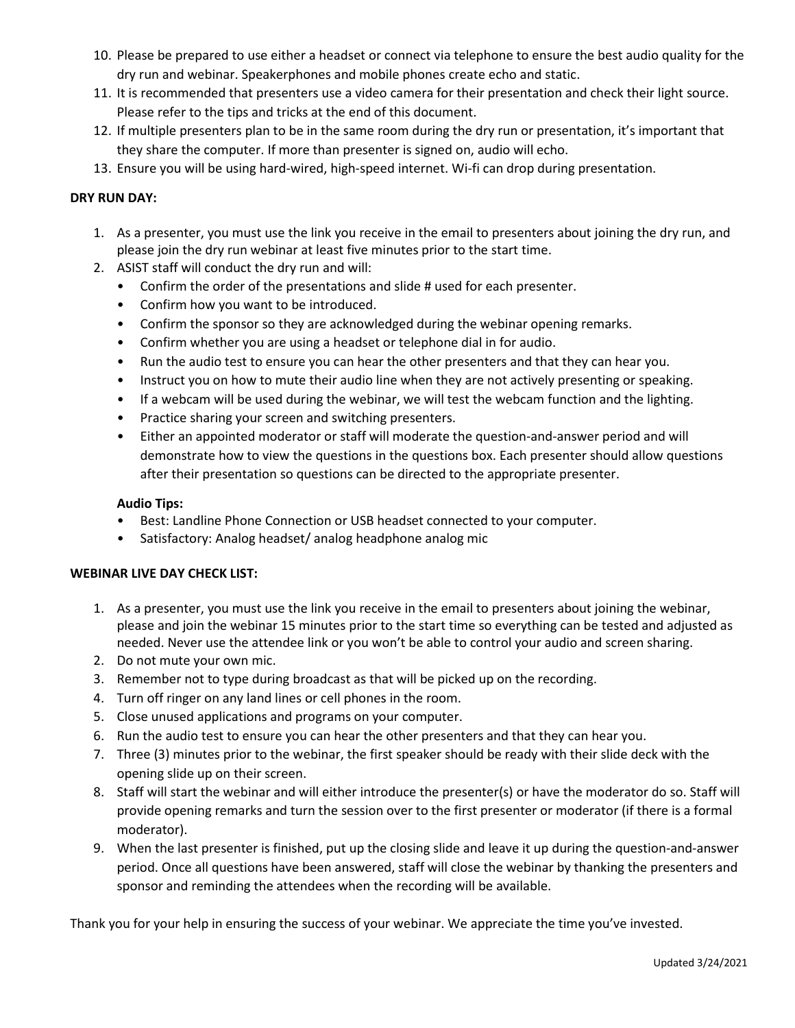10. Please be prepared to use either a headset or connect via telephone to ensure the best audio quality for the dry run and webinar. Speakerphones and mobile phones create echo and static.
11. It is recommended that presenters use a video camera for their presentation and check their light source. Please refer to the tips and tricks at the end of this document.
12. If multiple presenters plan to be in the same room during the dry run or presentation, it's important that they share the computer. If more than presenter is signed on, audio will echo.
13. Ensure you will be using hard-wired, high-speed internet. Wi-fi can drop during presentation.

**DRY RUN DAY:**

1. As a presenter, you must use the link you receive in the email to presenters about joining the dry run, and please join the dry run webinar at least five minutes prior to the start time.
2. ASIST staff will conduct the dry run and will:
   - Confirm the order of the presentations and slide # used for each presenter.
   - Confirm how you want to be introduced.
   - Confirm the sponsor so they are acknowledged during the webinar opening remarks.
   - Confirm whether you are using a headset or telephone dial in for audio.
   - Run the audio test to ensure you can hear the other presenters and that they can hear you.
   - Instruct you on how to mute their audio line when they are not actively presenting or speaking.
   - If a webcam will be used during the webinar, we will test the webcam function and the lighting.
   - Practice sharing your screen and switching presenters.
   - Either an appointed moderator or staff will moderate the question-and-answer period and will demonstrate how to view the questions in the questions box. Each presenter should allow questions after their presentation so questions can be directed to the appropriate presenter.

   **Audio Tips:**
   - Best: Landline Phone Connection or USB headset connected to your computer.
   - Satisfactory: Analog headset/ analog headphone analog mic

**WEBINAR LIVE DAY CHECK LIST:**

1. As a presenter, you must use the link you receive in the email to presenters about joining the webinar, please and join the webinar 15 minutes prior to the start time so everything can be tested and adjusted as needed. Never use the attendee link or you won't be able to control your audio and screen sharing.
2. Do not mute your own mic.
3. Remember not to type during broadcast as that will be picked up on the recording.
4. Turn off ringer on any land lines or cell phones in the room.
5. Close unused applications and programs on your computer.
6. Run the audio test to ensure you can hear the other presenters and that they can hear you.
7. Three (3) minutes prior to the webinar, the first speaker should be ready with their slide deck with the opening slide up on their screen.
8. Staff will start the webinar and will either introduce the presenter(s) or have the moderator do so. Staff will provide opening remarks and turn the session over to the first presenter or moderator (if there is a formal moderator).
9. When the last presenter is finished, put up the closing slide and leave it up during the question-and-answer period. Once all questions have been answered, staff will close the webinar by thanking the presenters and sponsor and reminding the attendees when the recording will be available.

Thank you for your help in ensuring the success of your webinar. We appreciate the time you've invested.

Updated 3/24/2021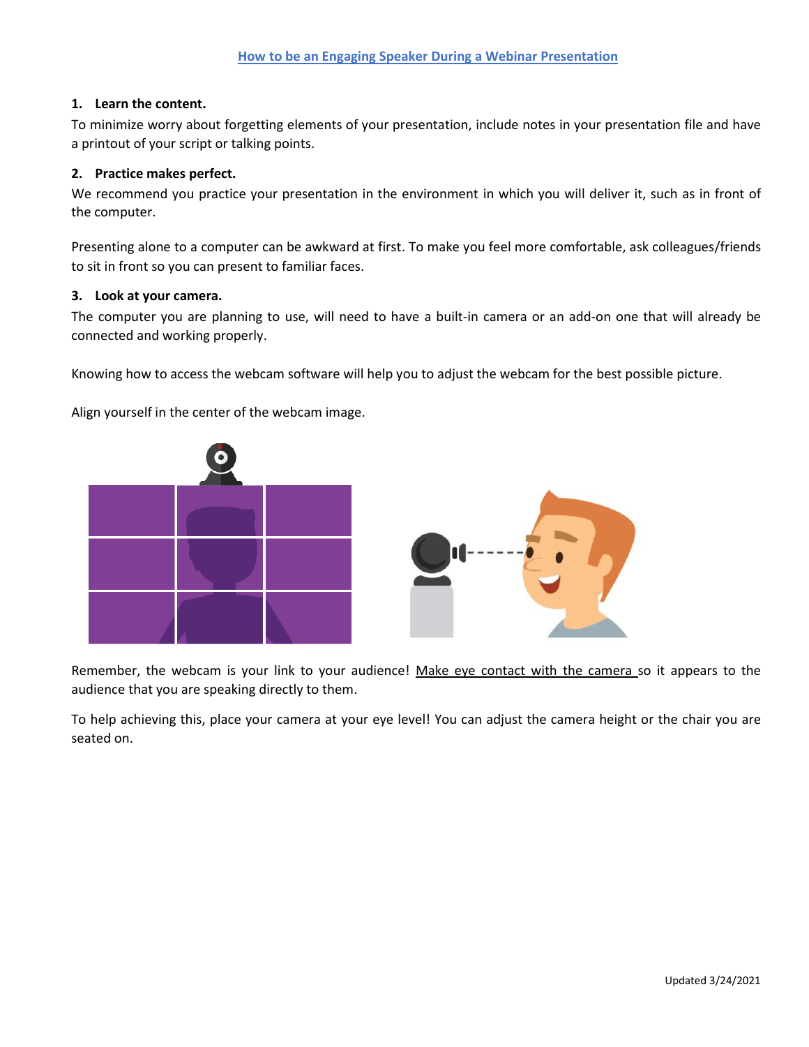# How to be an Engaging Speaker During a Webinar Presentation

**1. Learn the content.**

To minimize worry about forgetting elements of your presentation, include notes in your presentation file and have a printout of your script or talking points.

**2. Practice makes perfect.**

We recommend you practice your presentation in the environment in which you will deliver it, such as in front of the computer.

Presenting alone to a computer can be awkward at first. To make you feel more comfortable, ask colleagues/friends to sit in front so you can present to familiar faces.

**3. Look at your camera.**

The computer you are planning to use, will need to have a built-in camera or an add-on one that will already be connected and working properly.

Knowing how to access the webcam software will help you to adjust the webcam for the best possible picture.

Align yourself in the center of the webcam image.

Remember, the webcam is your link to your audience! Make eye contact with the camera so it appears to the audience that you are speaking directly to them.

To help achieving this, place your camera at your eye level! You can adjust the camera height or the chair you are seated on.

Updated 3/24/2021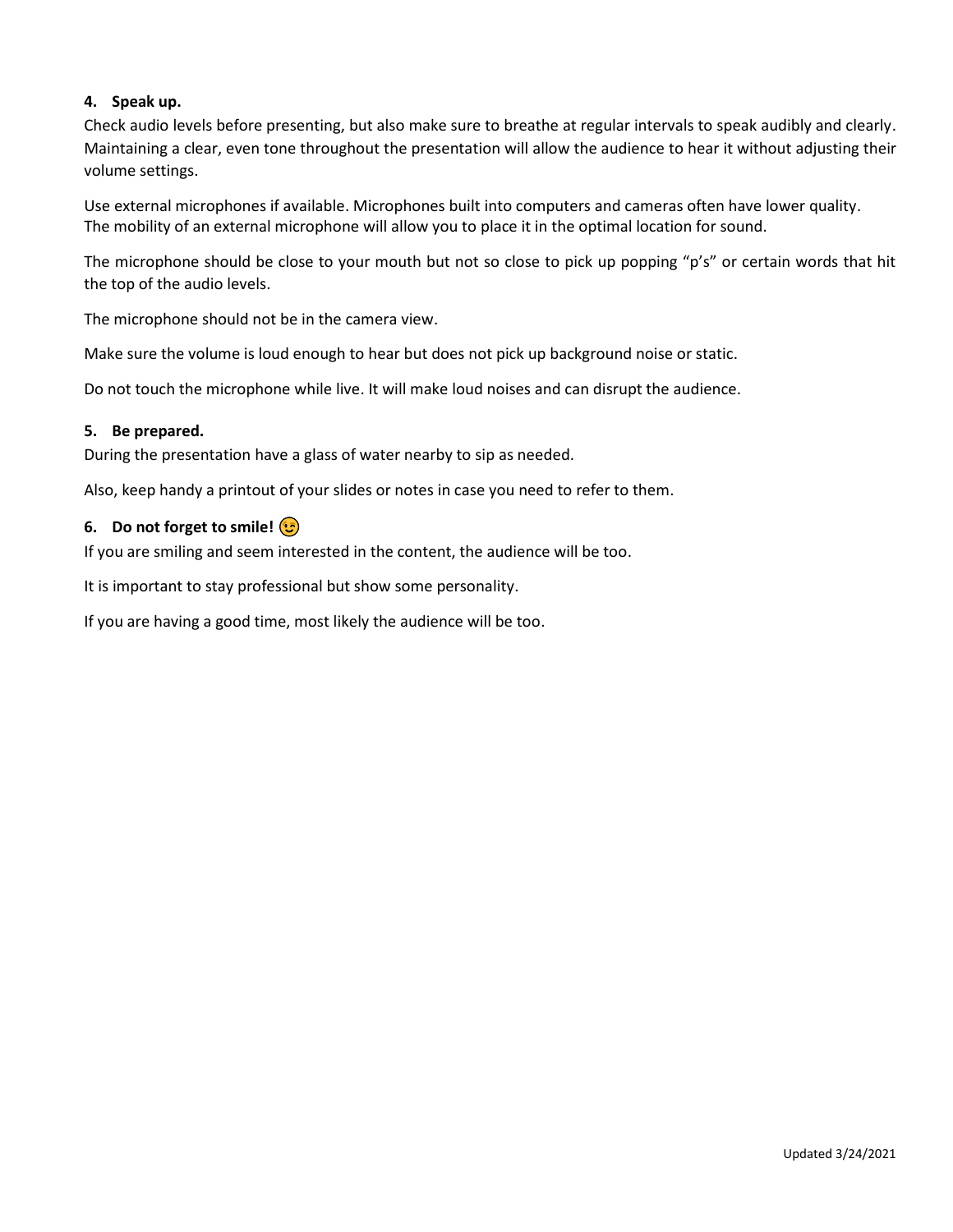**4. Speak up.**

Check audio levels before presenting, but also make sure to breathe at regular intervals to speak audibly and clearly. Maintaining a clear, even tone throughout the presentation will allow the audience to hear it without adjusting their volume settings.

Use external microphones if available. Microphones built into computers and cameras often have lower quality. The mobility of an external microphone will allow you to place it in the optimal location for sound.

The microphone should be close to your mouth but not so close to pick up popping "p's" or certain words that hit the top of the audio levels.

The microphone should not be in the camera view.

Make sure the volume is loud enough to hear but does not pick up background noise or static.

Do not touch the microphone while live. It will make loud noises and can disrupt the audience.

**5. Be prepared.**

During the presentation have a glass of water nearby to sip as needed.

Also, keep handy a printout of your slides or notes in case you need to refer to them.

**6. Do not forget to smile!** 😉

If you are smiling and seem interested in the content, the audience will be too.

It is important to stay professional but show some personality.

If you are having a good time, most likely the audience will be too.

Updated 3/24/2021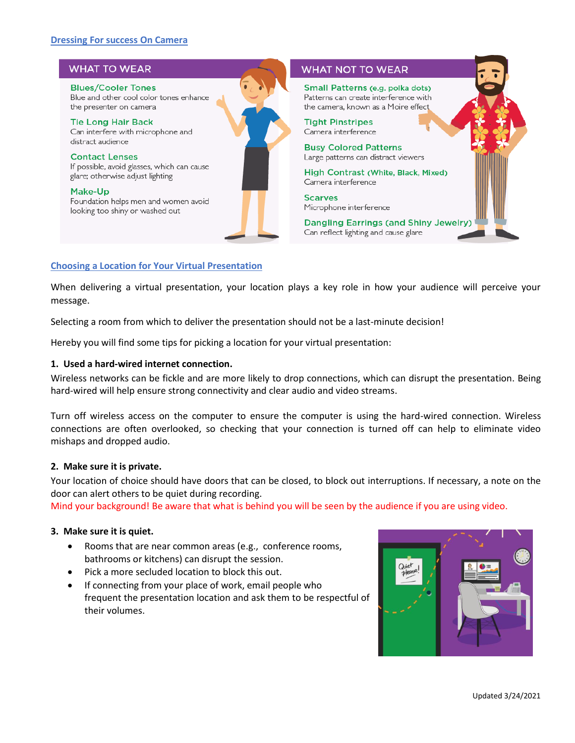## Dressing For success On Camera

### WHAT TO WEAR

**Blues/Cooler Tones**
Blue and other cool color tones enhance the presenter on camera

**Tie Long Hair Back**
Can interfere with microphone and distract audience

**Contact Lenses**
If possible, avoid glasses, which can cause glare; otherwise adjust lighting

**Make-Up**
Foundation helps men and women avoid looking too shiny or washed out

### WHAT NOT TO WEAR

**Small Patterns (e.g. polka dots)**
Patterns can create interference with the camera, known as a Moire effect

**Tight Pinstripes**
Camera interference

**Busy Colored Patterns**
Large patterns can distract viewers

**High Contrast (White, Black, Mixed)**
Camera interference

**Scarves**
Microphone interference

**Dangling Earrings (and Shiny Jewelry)**
Can reflect lighting and cause glare

## Choosing a Location for Your Virtual Presentation

When delivering a virtual presentation, your location plays a key role in how your audience will perceive your message.

Selecting a room from which to deliver the presentation should not be a last-minute decision!

Hereby you will find some tips for picking a location for your virtual presentation:

**1. Used a hard-wired internet connection.**

Wireless networks can be fickle and are more likely to drop connections, which can disrupt the presentation. Being hard-wired will help ensure strong connectivity and clear audio and video streams.

Turn off wireless access on the computer to ensure the computer is using the hard-wired connection. Wireless connections are often overlooked, so checking that your connection is turned off can help to eliminate video mishaps and dropped audio.

**2. Make sure it is private.**

Your location of choice should have doors that can be closed, to block out interruptions. If necessary, a note on the door can alert others to be quiet during recording.
Mind your background! Be aware that what is behind you will be seen by the audience if you are using video.

**3. Make sure it is quiet.**

- Rooms that are near common areas (e.g., conference rooms, bathrooms or kitchens) can disrupt the session.
- Pick a more secluded location to block this out.
- If connecting from your place of work, email people who frequent the presentation location and ask them to be respectful of their volumes.

Updated 3/24/2021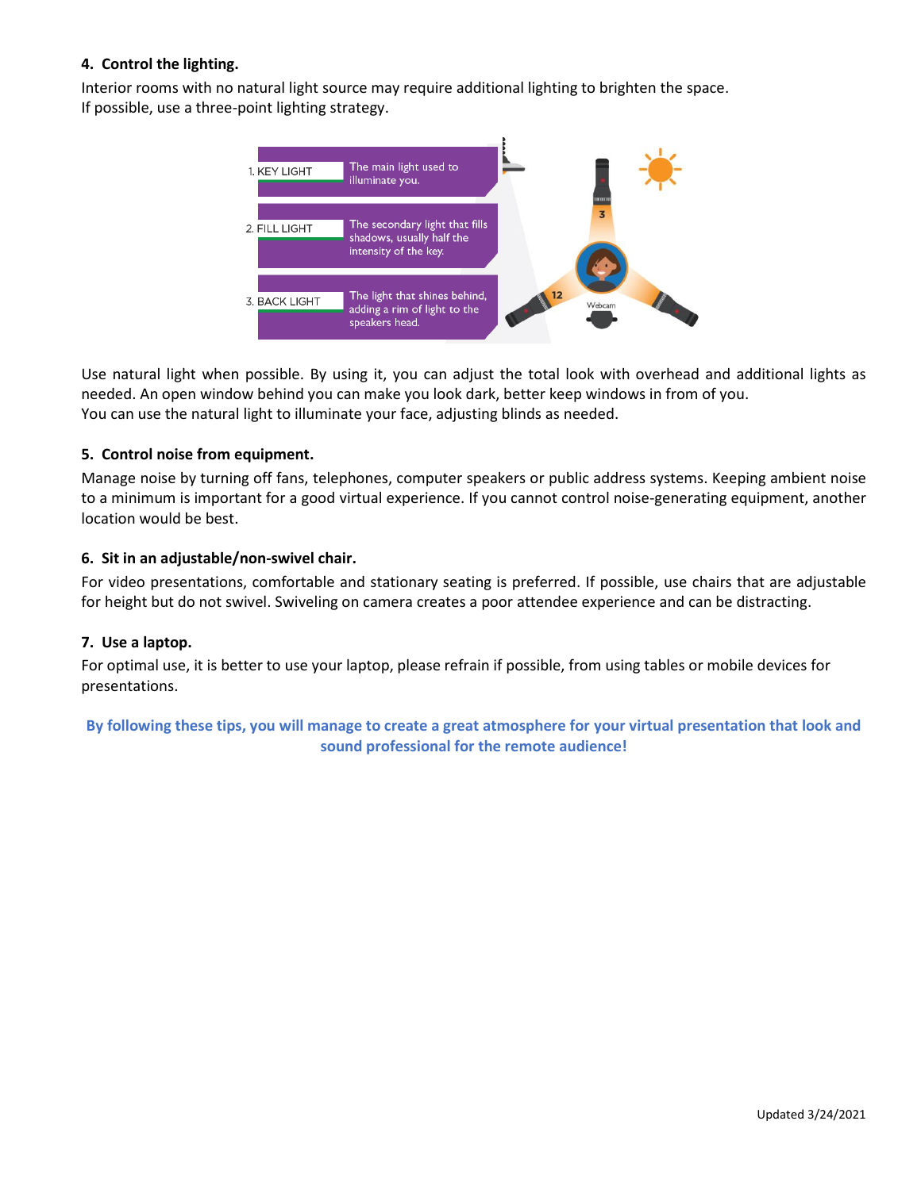#### 4. Control the lighting.

Interior rooms with no natural light source may require additional lighting to brighten the space.
If possible, use a three-point lighting strategy.

1. KEY LIGHT
The main light used to illuminate you.

2. FILL LIGHT
The secondary light that fills shadows, usually half the intensity of the key.

3. BACK LIGHT
The light that shines behind, adding a rim of light to the speakers head.

3
12
Webcam

Use natural light when possible. By using it, you can adjust the total look with overhead and additional lights as needed. An open window behind you can make you look dark, better keep windows in from of you.
You can use the natural light to illuminate your face, adjusting blinds as needed.

#### 5. Control noise from equipment.

Manage noise by turning off fans, telephones, computer speakers or public address systems. Keeping ambient noise to a minimum is important for a good virtual experience. If you cannot control noise-generating equipment, another location would be best.

#### 6. Sit in an adjustable/non-swivel chair.

For video presentations, comfortable and stationary seating is preferred. If possible, use chairs that are adjustable for height but do not swivel. Swiveling on camera creates a poor attendee experience and can be distracting.

#### 7. Use a laptop.

For optimal use, it is better to use your laptop, please refrain if possible, from using tables or mobile devices for presentations.

**By following these tips, you will manage to create a great atmosphere for your virtual presentation that look and sound professional for the remote audience!**

Updated 3/24/2021